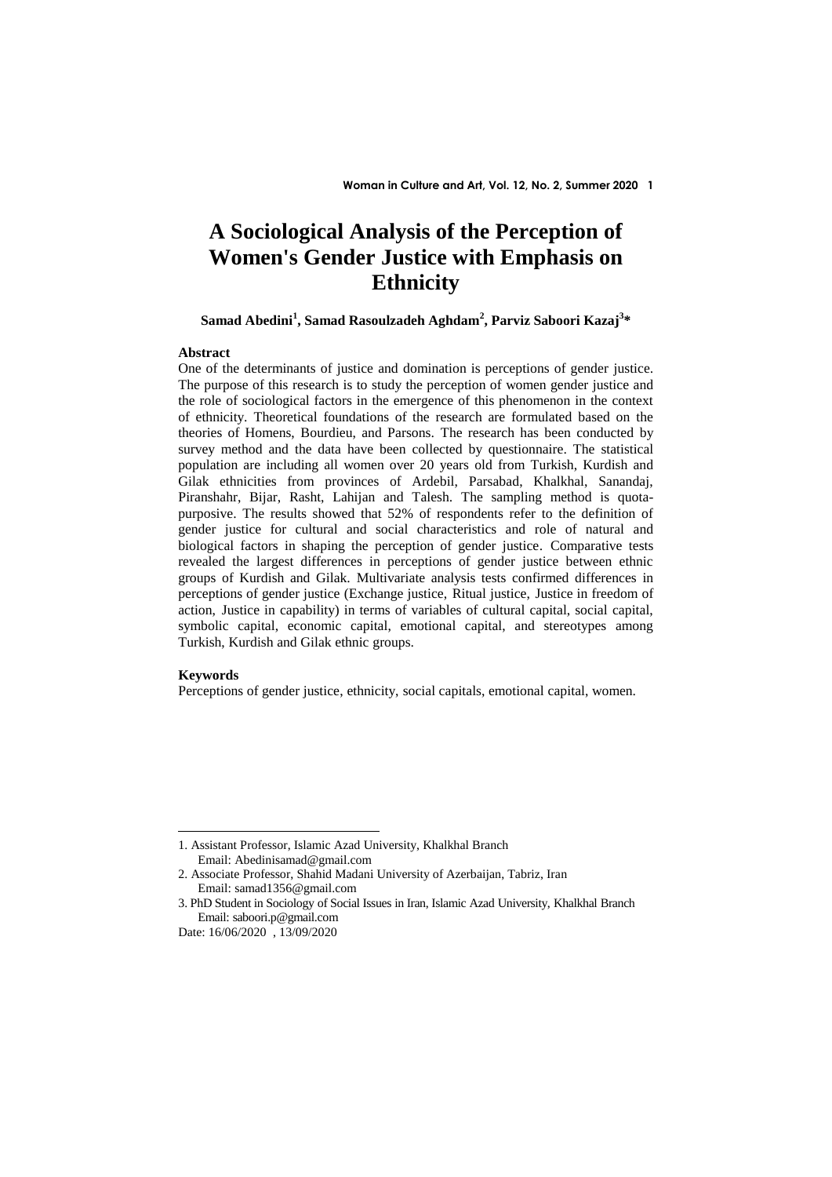# A Sociological Analysis of the Perception of Women's Gender Justice with Emphasis on Ethnicity

**Samad Abedini[1], Samad Rasoulzadeh Aghdam[2], Parviz Saboori Kazaj[3]***

**Abstract**

One of the determinants of justice and domination is perceptions of gender justice. The purpose of this research is to study the perception of women gender justice and the role of sociological factors in the emergence of this phenomenon in the context of ethnicity. Theoretical foundations of the research are formulated based on the theories of Homens, Bourdieu, and Parsons. The research has been conducted by survey method and the data have been collected by questionnaire. The statistical population are including all women over 20 years old from Turkish, Kurdish and Gilak ethnicities from provinces of Ardebil, Parsabad, Khalkhal, Sanandaj, Piranshahr, Bijar, Rasht, Lahijan and Talesh. The sampling method is quota-purposive. The results showed that 52% of respondents refer to the definition of gender justice for cultural and social characteristics and role of natural and biological factors in shaping the perception of gender justice. Comparative tests revealed the largest differences in perceptions of gender justice between ethnic groups of Kurdish and Gilak. Multivariate analysis tests confirmed differences in perceptions of gender justice (Exchange justice, Ritual justice, Justice in freedom of action, Justice in capability) in terms of variables of cultural capital, social capital, symbolic capital, economic capital, emotional capital, and stereotypes among Turkish, Kurdish and Gilak ethnic groups.

**Keywords**

Perceptions of gender justice, ethnicity, social capitals, emotional capital, women.

---

1. Assistant Professor, Islamic Azad University, Khalkhal Branch
   Email: Abedinisamad@gmail.com
2. Associate Professor, Shahid Madani University of Azerbaijan, Tabriz, Iran
   Email: samad1356@gmail.com
3. PhD Student in Sociology of Social Issues in Iran, Islamic Azad University, Khalkhal Branch
   Email: saboori.p@gmail.com

Date: 16/06/2020 , 13/09/2020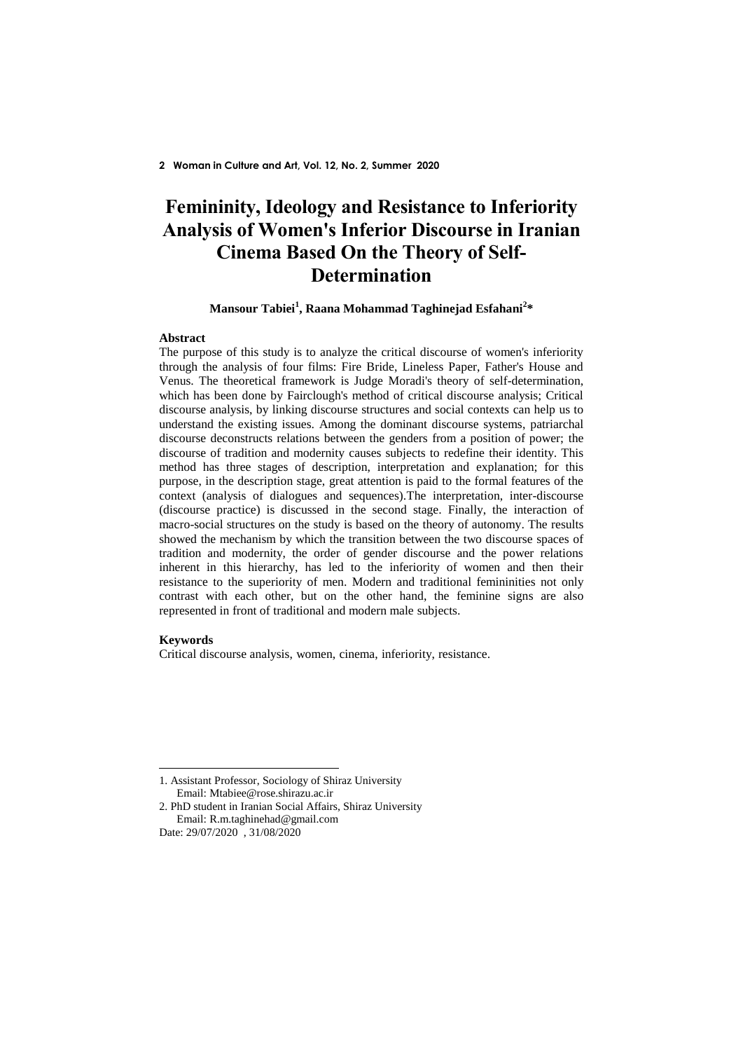# Femininity, Ideology and Resistance to Inferiority Analysis of Women's Inferior Discourse in Iranian Cinema Based On the Theory of Self-Determination

**Mansour Tabiei[1], Raana Mohammad Taghinejad Esfahani[2]***

**Abstract**

The purpose of this study is to analyze the critical discourse of women's inferiority through the analysis of four films: Fire Bride, Lineless Paper, Father's House and Venus. The theoretical framework is Judge Moradi's theory of self-determination, which has been done by Fairclough's method of critical discourse analysis; Critical discourse analysis, by linking discourse structures and social contexts can help us to understand the existing issues. Among the dominant discourse systems, patriarchal discourse deconstructs relations between the genders from a position of power; the discourse of tradition and modernity causes subjects to redefine their identity. This method has three stages of description, interpretation and explanation; for this purpose, in the description stage, great attention is paid to the formal features of the context (analysis of dialogues and sequences).The interpretation, inter-discourse (discourse practice) is discussed in the second stage. Finally, the interaction of macro-social structures on the study is based on the theory of autonomy. The results showed the mechanism by which the transition between the two discourse spaces of tradition and modernity, the order of gender discourse and the power relations inherent in this hierarchy, has led to the inferiority of women and then their resistance to the superiority of men. Modern and traditional femininities not only contrast with each other, but on the other hand, the feminine signs are also represented in front of traditional and modern male subjects.

**Keywords**

Critical discourse analysis, women, cinema, inferiority, resistance.

---

1. Assistant Professor, Sociology of Shiraz University
   Email: Mtabiee@rose.shirazu.ac.ir
2. PhD student in Iranian Social Affairs, Shiraz University
   Email: R.m.taghinehad@gmail.com

Date: 29/07/2020 , 31/08/2020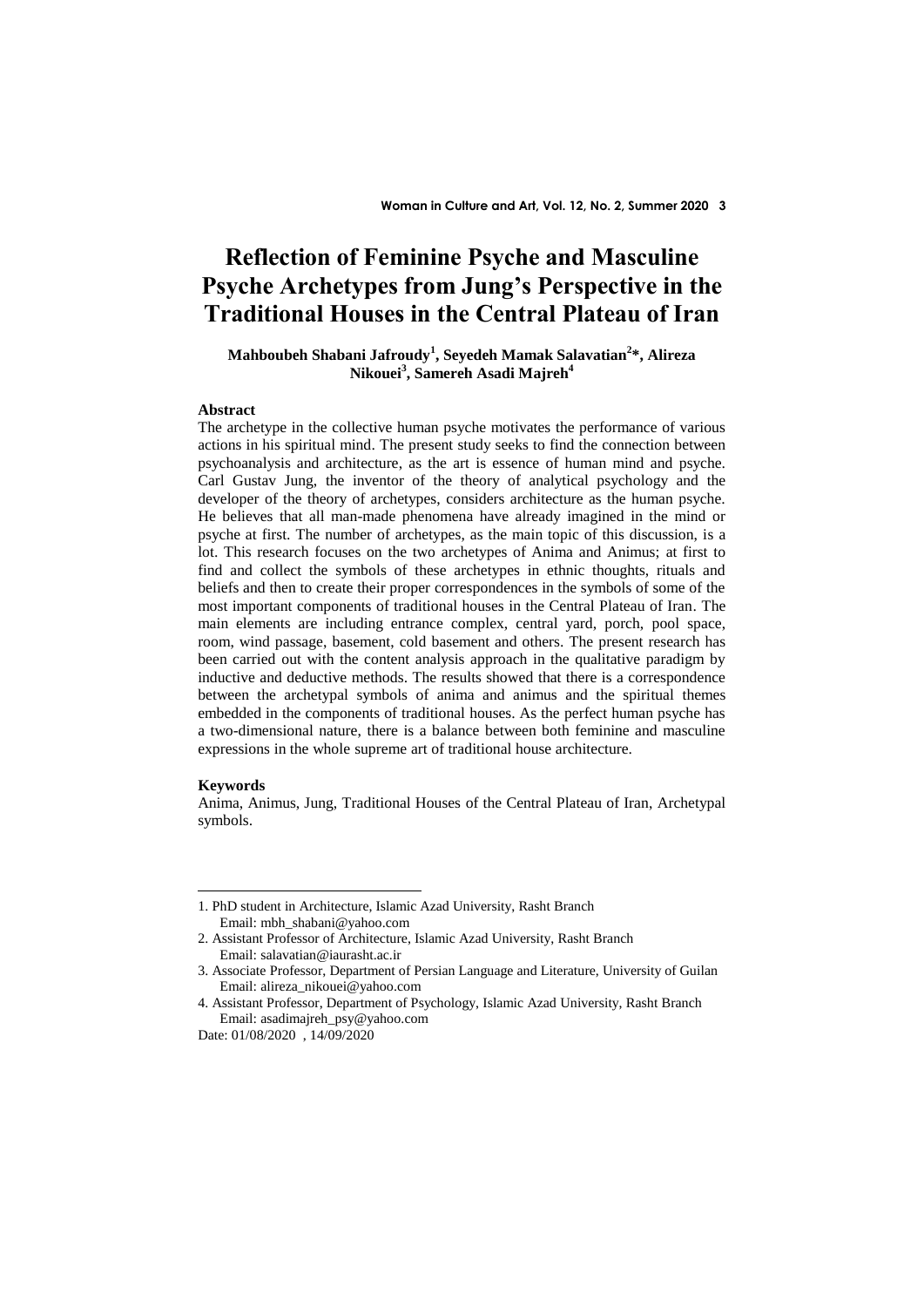# Reflection of Feminine Psyche and Masculine Psyche Archetypes from Jung's Perspective in the Traditional Houses in the Central Plateau of Iran

**Mahboubeh Shabani Jafroudy[1], Seyedeh Mamak Salavatian[2]*, Alireza Nikouei[3], Samereh Asadi Majreh[4]**

### Abstract

The archetype in the collective human psyche motivates the performance of various actions in his spiritual mind. The present study seeks to find the connection between psychoanalysis and architecture, as the art is essence of human mind and psyche. Carl Gustav Jung, the inventor of the theory of analytical psychology and the developer of the theory of archetypes, considers architecture as the human psyche. He believes that all man-made phenomena have already imagined in the mind or psyche at first. The number of archetypes, as the main topic of this discussion, is a lot. This research focuses on the two archetypes of Anima and Animus; at first to find and collect the symbols of these archetypes in ethnic thoughts, rituals and beliefs and then to create their proper correspondences in the symbols of some of the most important components of traditional houses in the Central Plateau of Iran. The main elements are including entrance complex, central yard, porch, pool space, room, wind passage, basement, cold basement and others. The present research has been carried out with the content analysis approach in the qualitative paradigm by inductive and deductive methods. The results showed that there is a correspondence between the archetypal symbols of anima and animus and the spiritual themes embedded in the components of traditional houses. As the perfect human psyche has a two-dimensional nature, there is a balance between both feminine and masculine expressions in the whole supreme art of traditional house architecture.

### Keywords

Anima, Animus, Jung, Traditional Houses of the Central Plateau of Iran, Archetypal symbols.

---

1. PhD student in Architecture, Islamic Azad University, Rasht Branch
   Email: mbh_shabani@yahoo.com
2. Assistant Professor of Architecture, Islamic Azad University, Rasht Branch
   Email: salavatian@iaurasht.ac.ir
3. Associate Professor, Department of Persian Language and Literature, University of Guilan
   Email: alireza_nikouei@yahoo.com
4. Assistant Professor, Department of Psychology, Islamic Azad University, Rasht Branch
   Email: asadimajreh_psy@yahoo.com

Date: 01/08/2020 , 14/09/2020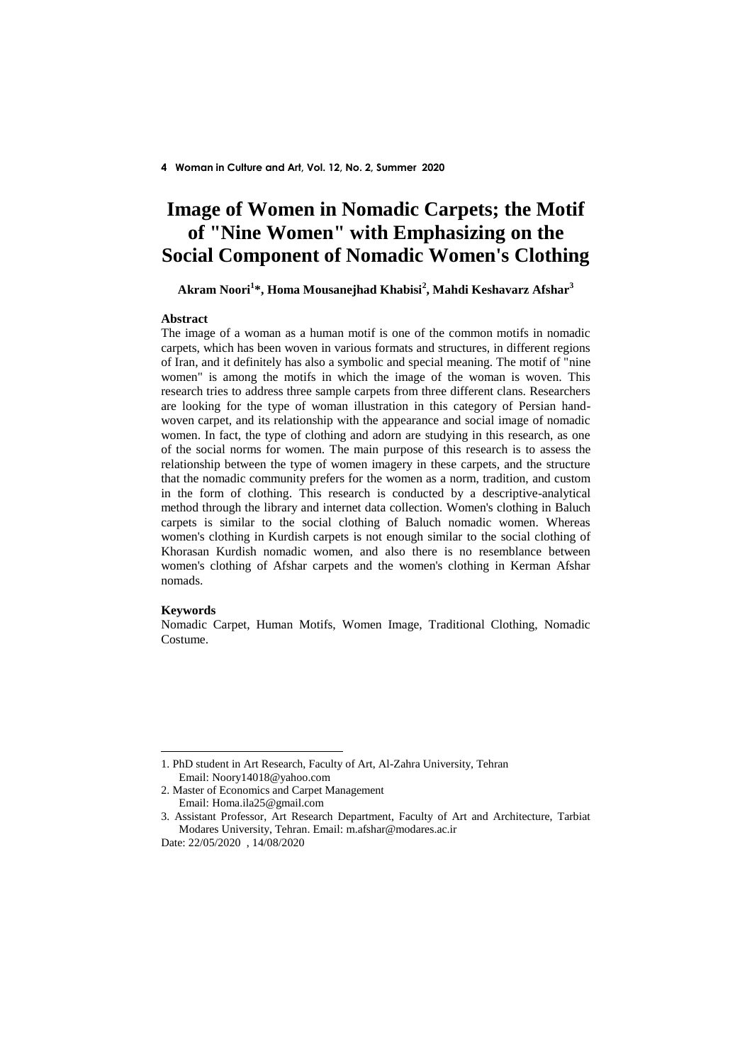# Image of Women in Nomadic Carpets; the Motif of "Nine Women" with Emphasizing on the Social Component of Nomadic Women's Clothing

**Akram Noori[1]*, Homa Mousanejhad Khabisi[2], Mahdi Keshavarz Afshar[3]**

**Abstract**

The image of a woman as a human motif is one of the common motifs in nomadic carpets, which has been woven in various formats and structures, in different regions of Iran, and it definitely has also a symbolic and special meaning. The motif of "nine women" is among the motifs in which the image of the woman is woven. This research tries to address three sample carpets from three different clans. Researchers are looking for the type of woman illustration in this category of Persian hand-woven carpet, and its relationship with the appearance and social image of nomadic women. In fact, the type of clothing and adorn are studying in this research, as one of the social norms for women. The main purpose of this research is to assess the relationship between the type of women imagery in these carpets, and the structure that the nomadic community prefers for the women as a norm, tradition, and custom in the form of clothing. This research is conducted by a descriptive-analytical method through the library and internet data collection. Women's clothing in Baluch carpets is similar to the social clothing of Baluch nomadic women. Whereas women's clothing in Kurdish carpets is not enough similar to the social clothing of Khorasan Kurdish nomadic women, and also there is no resemblance between women's clothing of Afshar carpets and the women's clothing in Kerman Afshar nomads.

**Keywords**

Nomadic Carpet, Human Motifs, Women Image, Traditional Clothing, Nomadic Costume.

---

1. PhD student in Art Research, Faculty of Art, Al-Zahra University, Tehran
   Email: Noory14018@yahoo.com
2. Master of Economics and Carpet Management
   Email: Homa.ila25@gmail.com
3. Assistant Professor, Art Research Department, Faculty of Art and Architecture, Tarbiat Modares University, Tehran. Email: m.afshar@modares.ac.ir

Date: 22/05/2020 , 14/08/2020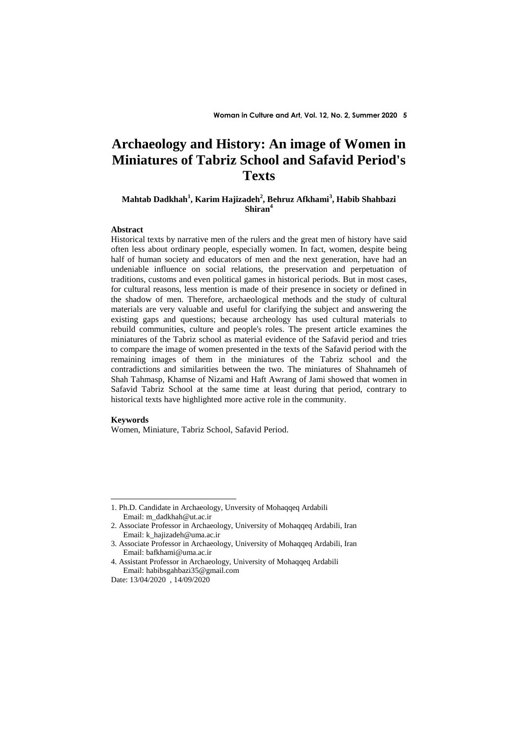# Archaeology and History: An image of Women in Miniatures of Tabriz School and Safavid Period's Texts

**Mahtab Dadkhah[1], Karim Hajizadeh[2], Behruz Afkhami[3], Habib Shahbazi Shiran[4]**

### Abstract

Historical texts by narrative men of the rulers and the great men of history have said often less about ordinary people, especially women. In fact, women, despite being half of human society and educators of men and the next generation, have had an undeniable influence on social relations, the preservation and perpetuation of traditions, customs and even political games in historical periods. But in most cases, for cultural reasons, less mention is made of their presence in society or defined in the shadow of men. Therefore, archaeological methods and the study of cultural materials are very valuable and useful for clarifying the subject and answering the existing gaps and questions; because archeology has used cultural materials to rebuild communities, culture and people's roles. The present article examines the miniatures of the Tabriz school as material evidence of the Safavid period and tries to compare the image of women presented in the texts of the Safavid period with the remaining images of them in the miniatures of the Tabriz school and the contradictions and similarities between the two. The miniatures of Shahnameh of Shah Tahmasp, Khamse of Nizami and Haft Awrang of Jami showed that women in Safavid Tabriz School at the same time at least during that period, contrary to historical texts have highlighted more active role in the community.

### Keywords

Women, Miniature, Tabriz School, Safavid Period.

---

1. Ph.D. Candidate in Archaeology, Unversity of Mohaqqeq Ardabili
   Email: m_dadkhah@ut.ac.ir
2. Associate Professor in Archaeology, University of Mohaqqeq Ardabili, Iran
   Email: k_hajizadeh@uma.ac.ir
3. Associate Professor in Archaeology, University of Mohaqqeq Ardabili, Iran
   Email: bafkhami@uma.ac.ir
4. Assistant Professor in Archaeology, University of Mohaqqeq Ardabili
   Email: habibsgahbazi35@gmail.com

Date: 13/04/2020 , 14/09/2020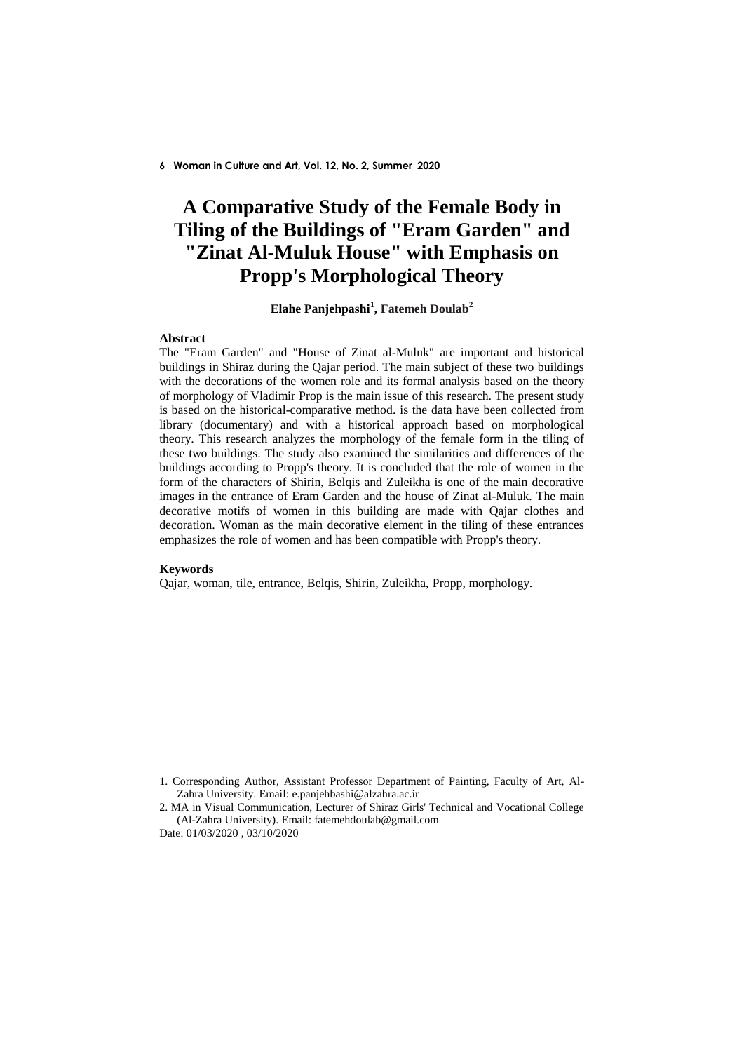# A Comparative Study of the Female Body in Tiling of the Buildings of "Eram Garden" and "Zinat Al-Muluk House" with Emphasis on Propp's Morphological Theory

**Elahe Panjehpashi[1], Fatemeh Doulab[2]**

**Abstract**

The "Eram Garden" and "House of Zinat al-Muluk" are important and historical buildings in Shiraz during the Qajar period. The main subject of these two buildings with the decorations of the women role and its formal analysis based on the theory of morphology of Vladimir Prop is the main issue of this research. The present study is based on the historical-comparative method. is the data have been collected from library (documentary) and with a historical approach based on morphological theory. This research analyzes the morphology of the female form in the tiling of these two buildings. The study also examined the similarities and differences of the buildings according to Propp's theory. It is concluded that the role of women in the form of the characters of Shirin, Belqis and Zuleikha is one of the main decorative images in the entrance of Eram Garden and the house of Zinat al-Muluk. The main decorative motifs of women in this building are made with Qajar clothes and decoration. Woman as the main decorative element in the tiling of these entrances emphasizes the role of women and has been compatible with Propp's theory.

**Keywords**

Qajar, woman, tile, entrance, Belqis, Shirin, Zuleikha, Propp, morphology.

---

1. Corresponding Author, Assistant Professor Department of Painting, Faculty of Art, Al-Zahra University. Email: e.panjehbashi@alzahra.ac.ir
2. MA in Visual Communication, Lecturer of Shiraz Girls' Technical and Vocational College (Al-Zahra University). Email: fatemehdoulab@gmail.com

Date: 01/03/2020 , 03/10/2020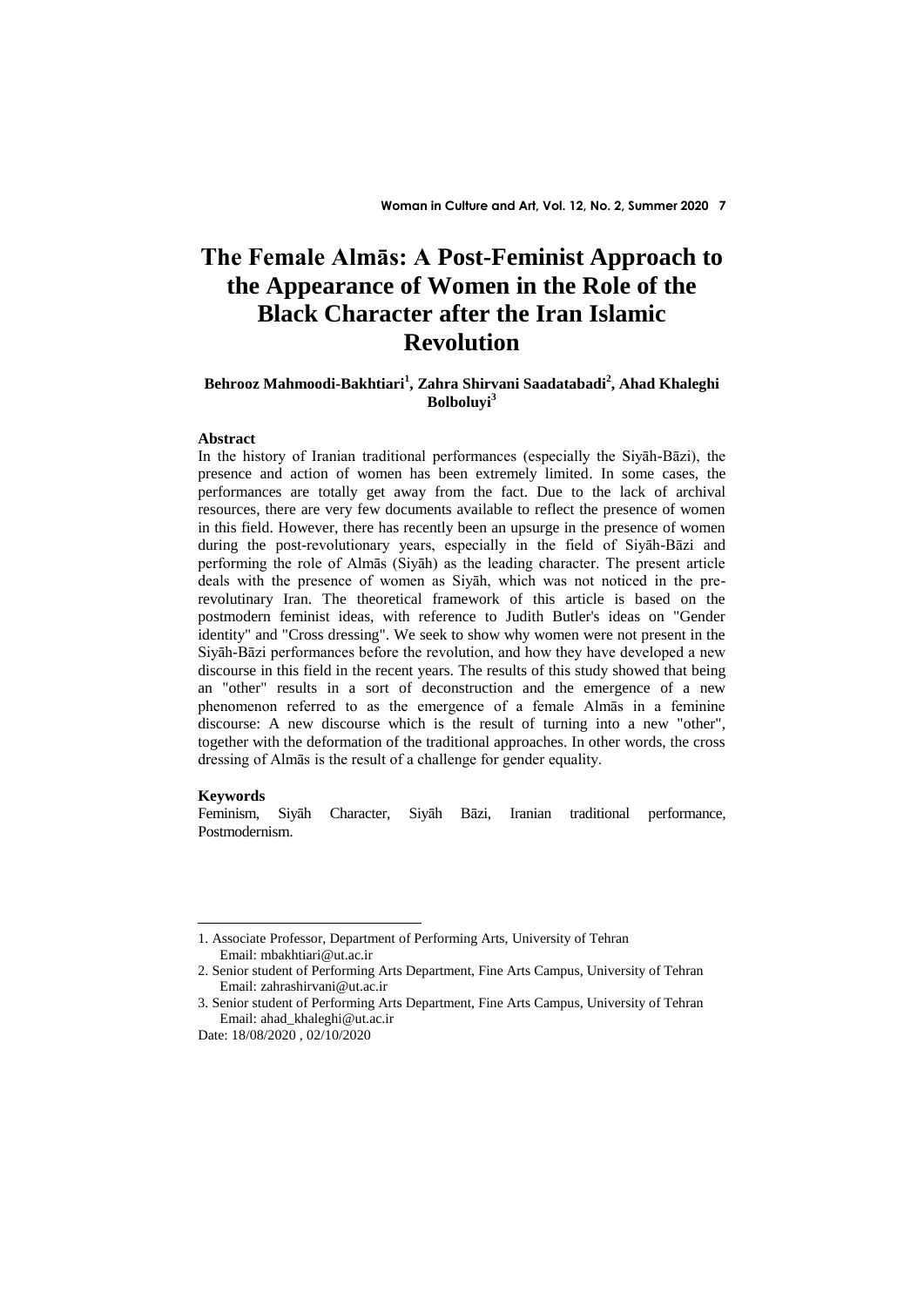# The Female Almās: A Post-Feminist Approach to the Appearance of Women in the Role of the Black Character after the Iran Islamic Revolution

**Behrooz Mahmoodi-Bakhtiari[1], Zahra Shirvani Saadatabadi[2], Ahad Khaleghi Bolboluyi[3]**

**Abstract**

In the history of Iranian traditional performances (especially the Siyāh-Bāzi), the presence and action of women has been extremely limited. In some cases, the performances are totally get away from the fact. Due to the lack of archival resources, there are very few documents available to reflect the presence of women in this field. However, there has recently been an upsurge in the presence of women during the post-revolutionary years, especially in the field of Siyāh-Bāzi and performing the role of Almās (Siyāh) as the leading character. The present article deals with the presence of women as Siyāh, which was not noticed in the pre-revolutinary Iran. The theoretical framework of this article is based on the postmodern feminist ideas, with reference to Judith Butler's ideas on "Gender identity" and "Cross dressing". We seek to show why women were not present in the Siyāh-Bāzi performances before the revolution, and how they have developed a new discourse in this field in the recent years. The results of this study showed that being an "other" results in a sort of deconstruction and the emergence of a new phenomenon referred to as the emergence of a female Almās in a feminine discourse: A new discourse which is the result of turning into a new "other", together with the deformation of the traditional approaches. In other words, the cross dressing of Almās is the result of a challenge for gender equality.

**Keywords**

Feminism, Siyāh Character, Siyāh Bāzi, Iranian traditional performance, Postmodernism.

---

1. Associate Professor, Department of Performing Arts, University of Tehran
   Email: mbakhtiari@ut.ac.ir
2. Senior student of Performing Arts Department, Fine Arts Campus, University of Tehran
   Email: zahrashirvani@ut.ac.ir
3. Senior student of Performing Arts Department, Fine Arts Campus, University of Tehran
   Email: ahad_khaleghi@ut.ac.ir

Date: 18/08/2020 , 02/10/2020